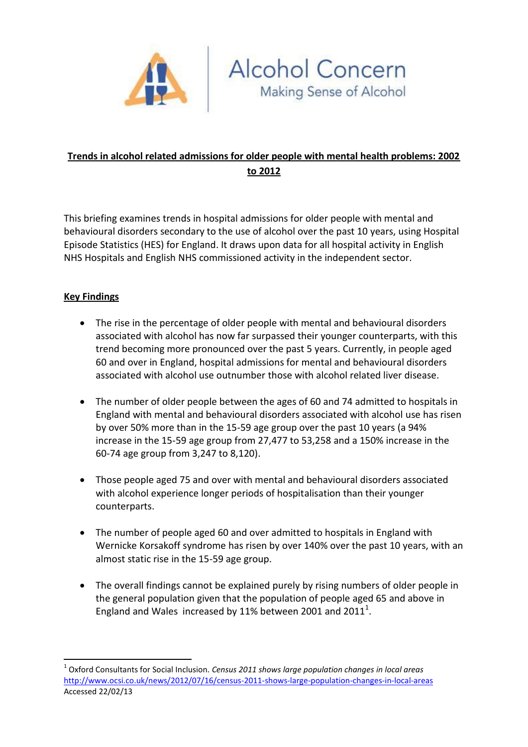Alcohol Concern
Making Sense of Alcohol

# Trends in alcohol related admissions for older people with mental health problems: 2002 to 2012

This briefing examines trends in hospital admissions for older people with mental and behavioural disorders secondary to the use of alcohol over the past 10 years, using Hospital Episode Statistics (HES) for England. It draws upon data for all hospital activity in English NHS Hospitals and English NHS commissioned activity in the independent sector.

## Key Findings

- The rise in the percentage of older people with mental and behavioural disorders associated with alcohol has now far surpassed their younger counterparts, with this trend becoming more pronounced over the past 5 years. Currently, in people aged 60 and over in England, hospital admissions for mental and behavioural disorders associated with alcohol use outnumber those with alcohol related liver disease.

- The number of older people between the ages of 60 and 74 admitted to hospitals in England with mental and behavioural disorders associated with alcohol use has risen by over 50% more than in the 15-59 age group over the past 10 years (a 94% increase in the 15-59 age group from 27,477 to 53,258 and a 150% increase in the 60-74 age group from 3,247 to 8,120).

- Those people aged 75 and over with mental and behavioural disorders associated with alcohol experience longer periods of hospitalisation than their younger counterparts.

- The number of people aged 60 and over admitted to hospitals in England with Wernicke Korsakoff syndrome has risen by over 140% over the past 10 years, with an almost static rise in the 15-59 age group.

- The overall findings cannot be explained purely by rising numbers of older people in the general population given that the population of people aged 65 and above in England and Wales increased by 11% between 2001 and 2011[1].

---

[1] Oxford Consultants for Social Inclusion. *Census 2011 shows large population changes in local areas* http://www.ocsi.co.uk/news/2012/07/16/census-2011-shows-large-population-changes-in-local-areas Accessed 22/02/13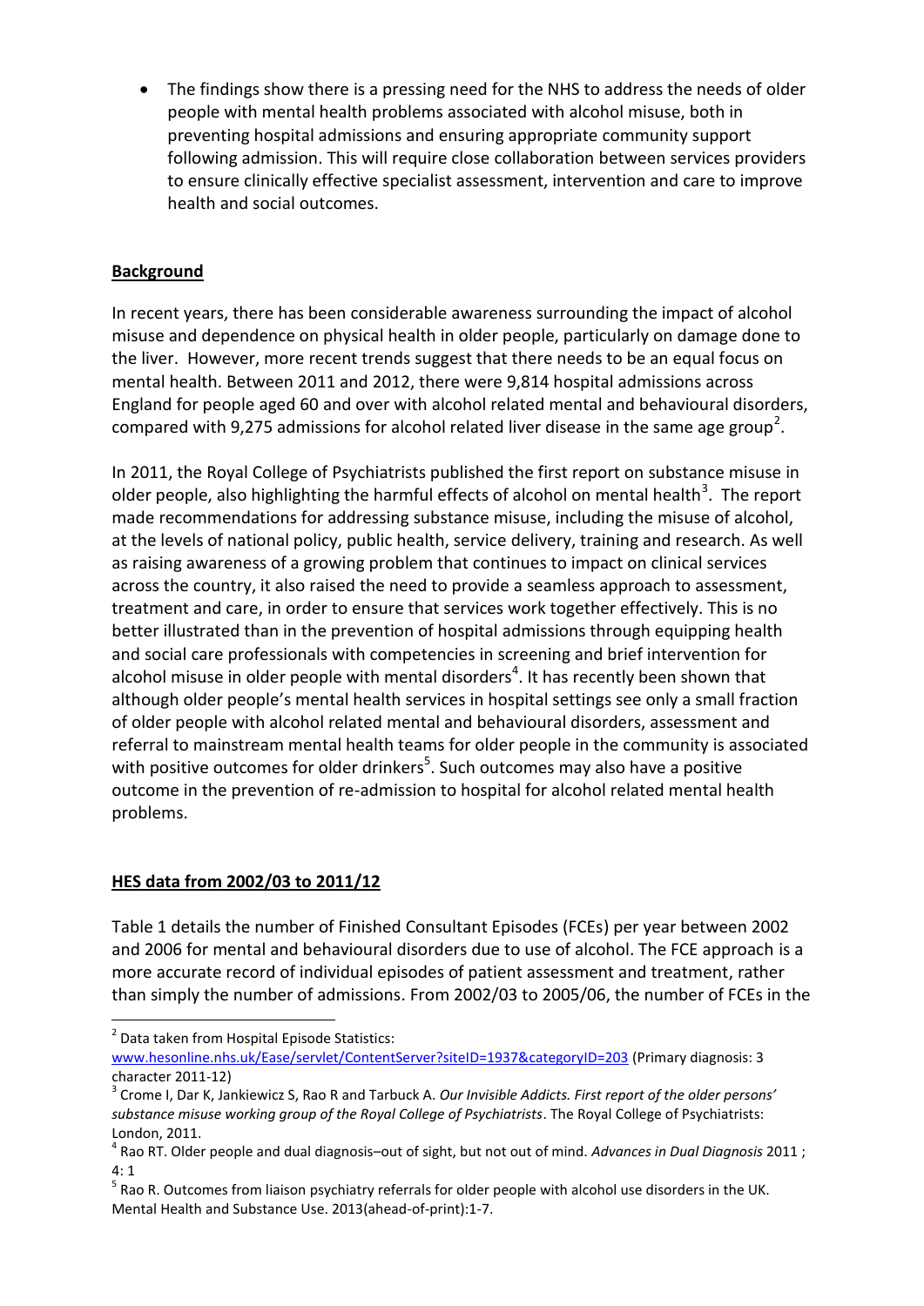- The findings show there is a pressing need for the NHS to address the needs of older people with mental health problems associated with alcohol misuse, both in preventing hospital admissions and ensuring appropriate community support following admission. This will require close collaboration between services providers to ensure clinically effective specialist assessment, intervention and care to improve health and social outcomes.

## Background

In recent years, there has been considerable awareness surrounding the impact of alcohol misuse and dependence on physical health in older people, particularly on damage done to the liver. However, more recent trends suggest that there needs to be an equal focus on mental health. Between 2011 and 2012, there were 9,814 hospital admissions across England for people aged 60 and over with alcohol related mental and behavioural disorders, compared with 9,275 admissions for alcohol related liver disease in the same age group[2].

In 2011, the Royal College of Psychiatrists published the first report on substance misuse in older people, also highlighting the harmful effects of alcohol on mental health[3]. The report made recommendations for addressing substance misuse, including the misuse of alcohol, at the levels of national policy, public health, service delivery, training and research. As well as raising awareness of a growing problem that continues to impact on clinical services across the country, it also raised the need to provide a seamless approach to assessment, treatment and care, in order to ensure that services work together effectively. This is no better illustrated than in the prevention of hospital admissions through equipping health and social care professionals with competencies in screening and brief intervention for alcohol misuse in older people with mental disorders[4]. It has recently been shown that although older people's mental health services in hospital settings see only a small fraction of older people with alcohol related mental and behavioural disorders, assessment and referral to mainstream mental health teams for older people in the community is associated with positive outcomes for older drinkers[5]. Such outcomes may also have a positive outcome in the prevention of re-admission to hospital for alcohol related mental health problems.

## HES data from 2002/03 to 2011/12

Table 1 details the number of Finished Consultant Episodes (FCEs) per year between 2002 and 2006 for mental and behavioural disorders due to use of alcohol. The FCE approach is a more accurate record of individual episodes of patient assessment and treatment, rather than simply the number of admissions. From 2002/03 to 2005/06, the number of FCEs in the

---

[2] Data taken from Hospital Episode Statistics: www.hesonline.nhs.uk/Ease/servlet/ContentServer?siteID=1937&categoryID=203 (Primary diagnosis: 3 character 2011-12)

[3] Crome I, Dar K, Jankiewicz S, Rao R and Tarbuck A. *Our Invisible Addicts. First report of the older persons' substance misuse working group of the Royal College of Psychiatrists*. The Royal College of Psychiatrists: London, 2011.

[4] Rao RT. Older people and dual diagnosis–out of sight, but not out of mind. *Advances in Dual Diagnosis* 2011 ; 4: 1

[5] Rao R. Outcomes from liaison psychiatry referrals for older people with alcohol use disorders in the UK. Mental Health and Substance Use. 2013(ahead-of-print):1-7.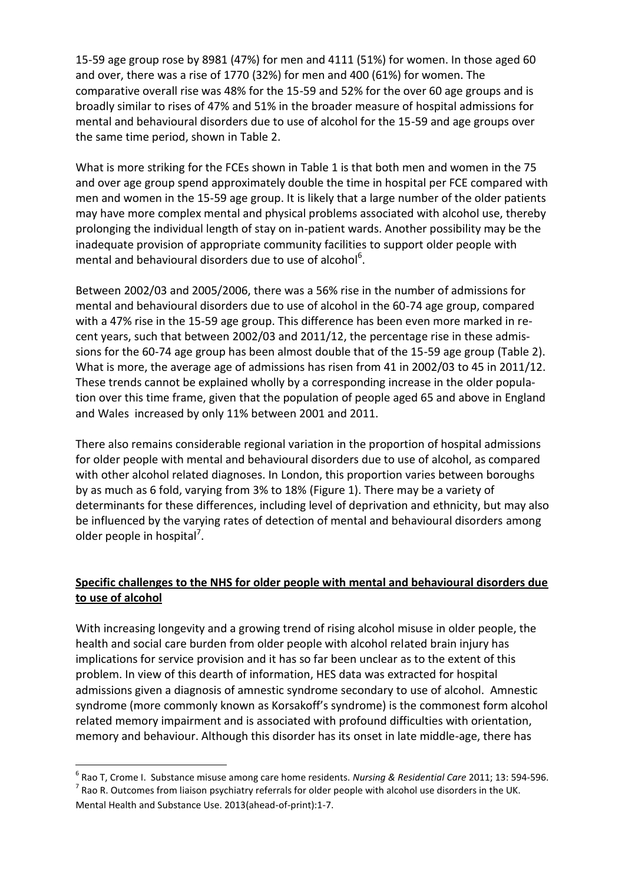15-59 age group rose by 8981 (47%) for men and 4111 (51%) for women. In those aged 60 and over, there was a rise of 1770 (32%) for men and 400 (61%) for women. The comparative overall rise was 48% for the 15-59 and 52% for the over 60 age groups and is broadly similar to rises of 47% and 51% in the broader measure of hospital admissions for mental and behavioural disorders due to use of alcohol for the 15-59 and age groups over the same time period, shown in Table 2.

What is more striking for the FCEs shown in Table 1 is that both men and women in the 75 and over age group spend approximately double the time in hospital per FCE compared with men and women in the 15-59 age group. It is likely that a large number of the older patients may have more complex mental and physical problems associated with alcohol use, thereby prolonging the individual length of stay on in-patient wards. Another possibility may be the inadequate provision of appropriate community facilities to support older people with mental and behavioural disorders due to use of alcohol[6].

Between 2002/03 and 2005/2006, there was a 56% rise in the number of admissions for mental and behavioural disorders due to use of alcohol in the 60-74 age group, compared with a 47% rise in the 15-59 age group. This difference has been even more marked in recent years, such that between 2002/03 and 2011/12, the percentage rise in these admissions for the 60-74 age group has been almost double that of the 15-59 age group (Table 2). What is more, the average age of admissions has risen from 41 in 2002/03 to 45 in 2011/12. These trends cannot be explained wholly by a corresponding increase in the older population over this time frame, given that the population of people aged 65 and above in England and Wales increased by only 11% between 2001 and 2011.

There also remains considerable regional variation in the proportion of hospital admissions for older people with mental and behavioural disorders due to use of alcohol, as compared with other alcohol related diagnoses. In London, this proportion varies between boroughs by as much as 6 fold, varying from 3% to 18% (Figure 1). There may be a variety of determinants for these differences, including level of deprivation and ethnicity, but may also be influenced by the varying rates of detection of mental and behavioural disorders among older people in hospital[7].

## Specific challenges to the NHS for older people with mental and behavioural disorders due to use of alcohol

With increasing longevity and a growing trend of rising alcohol misuse in older people, the health and social care burden from older people with alcohol related brain injury has implications for service provision and it has so far been unclear as to the extent of this problem. In view of this dearth of information, HES data was extracted for hospital admissions given a diagnosis of amnestic syndrome secondary to use of alcohol. Amnestic syndrome (more commonly known as Korsakoff's syndrome) is the commonest form alcohol related memory impairment and is associated with profound difficulties with orientation, memory and behaviour. Although this disorder has its onset in late middle-age, there has

---

[6] Rao T, Crome I. Substance misuse among care home residents. *Nursing & Residential Care* 2011; 13: 594-596.

[7] Rao R. Outcomes from liaison psychiatry referrals for older people with alcohol use disorders in the UK. Mental Health and Substance Use. 2013(ahead-of-print):1-7.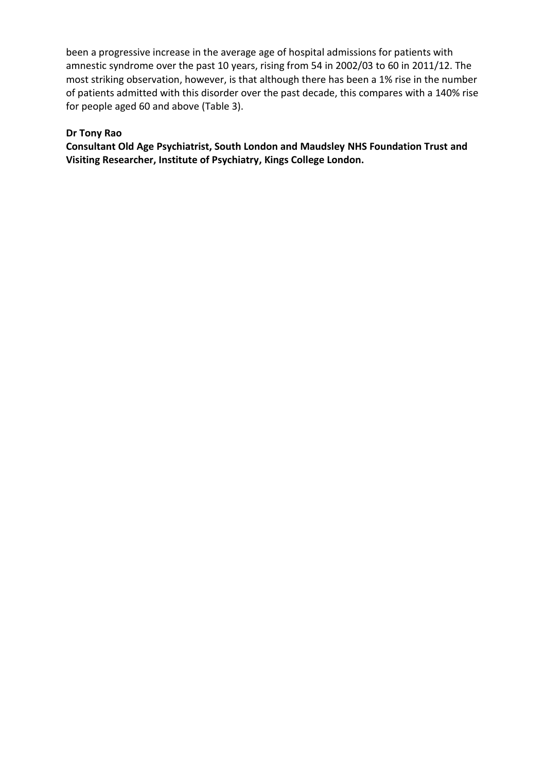been a progressive increase in the average age of hospital admissions for patients with amnestic syndrome over the past 10 years, rising from 54 in 2002/03 to 60 in 2011/12. The most striking observation, however, is that although there has been a 1% rise in the number of patients admitted with this disorder over the past decade, this compares with a 140% rise for people aged 60 and above (Table 3).

**Dr Tony Rao**
**Consultant Old Age Psychiatrist, South London and Maudsley NHS Foundation Trust and Visiting Researcher, Institute of Psychiatry, Kings College London.**